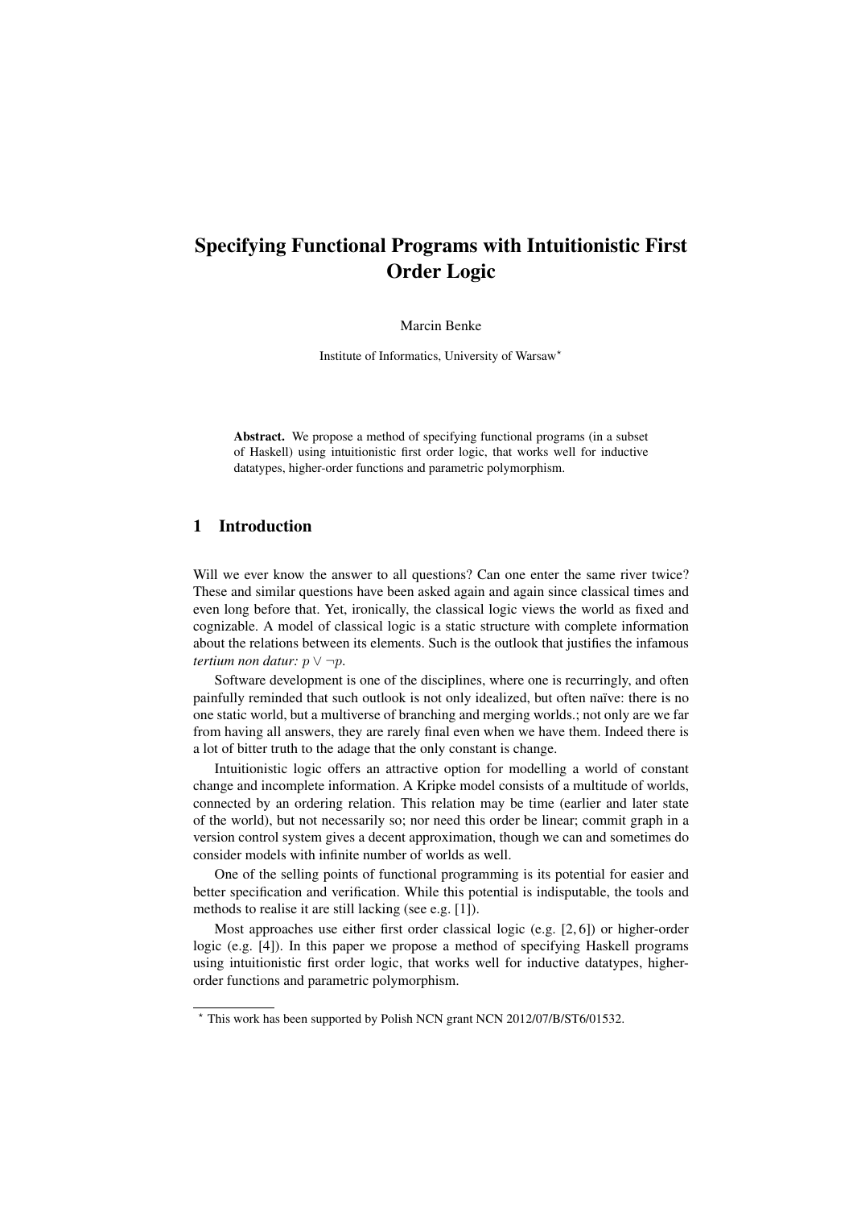# Specifying Functional Programs with Intuitionistic First Order Logic

Marcin Benke

Institute of Informatics, University of Warsaw*

**Abstract.** We propose a method of specifying functional programs (in a subset of Haskell) using intuitionistic first order logic, that works well for inductive datatypes, higher-order functions and parametric polymorphism.

## 1 Introduction

Will we ever know the answer to all questions? Can one enter the same river twice? These and similar questions have been asked again and again since classical times and even long before that. Yet, ironically, the classical logic views the world as fixed and cognizable. A model of classical logic is a static structure with complete information about the relations between its elements. Such is the outlook that justifies the infamous *tertium non datur:* $p \vee \neg p$.

Software development is one of the disciplines, where one is recurringly, and often painfully reminded that such outlook is not only idealized, but often naïve: there is no one static world, but a multiverse of branching and merging worlds.; not only are we far from having all answers, they are rarely final even when we have them. Indeed there is a lot of bitter truth to the adage that the only constant is change.

Intuitionistic logic offers an attractive option for modelling a world of constant change and incomplete information. A Kripke model consists of a multitude of worlds, connected by an ordering relation. This relation may be time (earlier and later state of the world), but not necessarily so; nor need this order be linear; commit graph in a version control system gives a decent approximation, though we can and sometimes do consider models with infinite number of worlds as well.

One of the selling points of functional programming is its potential for easier and better specification and verification. While this potential is indisputable, the tools and methods to realise it are still lacking (see e.g. [1]).

Most approaches use either first order classical logic (e.g. [2, 6]) or higher-order logic (e.g. [4]). In this paper we propose a method of specifying Haskell programs using intuitionistic first order logic, that works well for inductive datatypes, higher-order functions and parametric polymorphism.

* This work has been supported by Polish NCN grant NCN 2012/07/B/ST6/01532.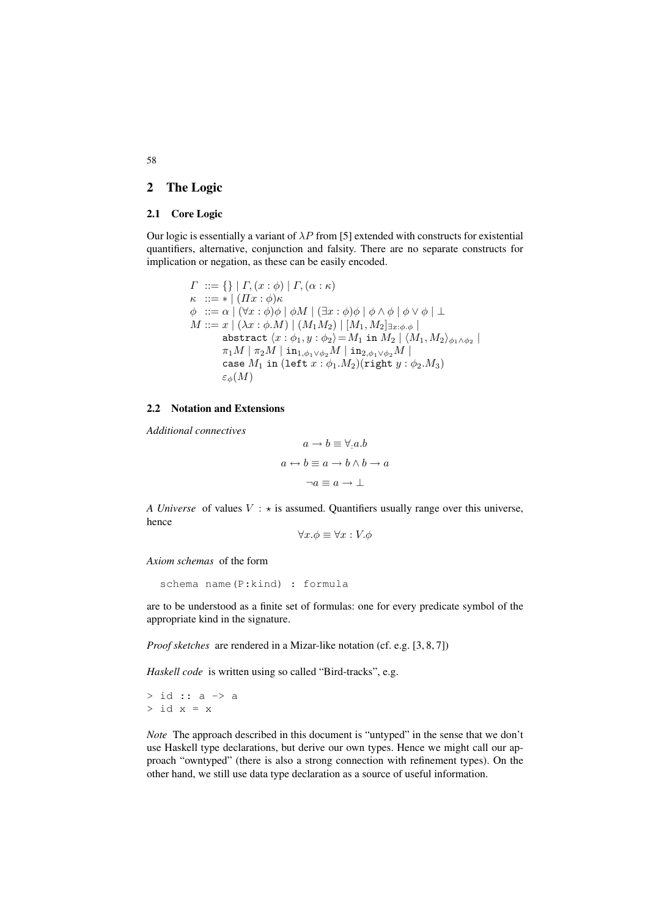## 2 The Logic

### 2.1 Core Logic

Our logic is essentially a variant of $\lambda P$ from [5] extended with constructs for existential quantifiers, alternative, conjunction and falsity. There are no separate constructs for implication or negation, as these can be easily encoded.

$$
\begin{aligned}
\Gamma \; &::= \{\} \mid \Gamma, (x : \phi) \mid \Gamma, (\alpha : \kappa) \\
\kappa \; &::= * \mid (\Pi x : \phi)\kappa \\
\phi \; &::= \alpha \mid (\forall x : \phi)\phi \mid \phi M \mid (\exists x : \phi)\phi \mid \phi \wedge \phi \mid \phi \vee \phi \mid \bot \\
M \; &::= x \mid (\lambda x : \phi . M) \mid (M_1 M_2) \mid [M_1, M_2]_{\exists x : \phi . \phi} \mid \\
&\quad\;\; \texttt{abstract}\ \langle x : \phi_1, y : \phi_2 \rangle = M_1\ \texttt{in}\ M_2 \mid \langle M_1, M_2 \rangle_{\phi_1 \wedge \phi_2} \mid \\
&\quad\;\; \pi_1 M \mid \pi_2 M \mid \texttt{in}_{1,\phi_1 \vee \phi_2} M \mid \texttt{in}_{2,\phi_1 \vee \phi_2} M \mid \\
&\quad\;\; \texttt{case}\ M_1\ \texttt{in}\ (\texttt{left}\ x : \phi_1 . M_2)(\texttt{right}\ y : \phi_2 . M_3) \\
&\quad\;\; \varepsilon_\phi(M)
\end{aligned}
$$

### 2.2 Notation and Extensions

*Additional connectives*

$$a \rightarrow b \equiv \forall_{:} a.b$$

$$a \leftrightarrow b \equiv a \rightarrow b \wedge b \rightarrow a$$

$$\neg a \equiv a \rightarrow \bot$$

*A Universe* of values $V : \star$ is assumed. Quantifiers usually range over this universe, hence

$$\forall x.\phi \equiv \forall x : V.\phi$$

*Axiom schemas* of the form

```
schema name(P:kind) : formula
```

are to be understood as a finite set of formulas: one for every predicate symbol of the appropriate kind in the signature.

*Proof sketches* are rendered in a Mizar-like notation (cf. e.g. [3, 8, 7])

*Haskell code* is written using so called "Bird-tracks", e.g.

```
> id :: a -> a
> id x = x
```

*Note* The approach described in this document is "untyped" in the sense that we don't use Haskell type declarations, but derive our own types. Hence we might call our approach "owntyped" (there is also a strong connection with refinement types). On the other hand, we still use data type declaration as a source of useful information.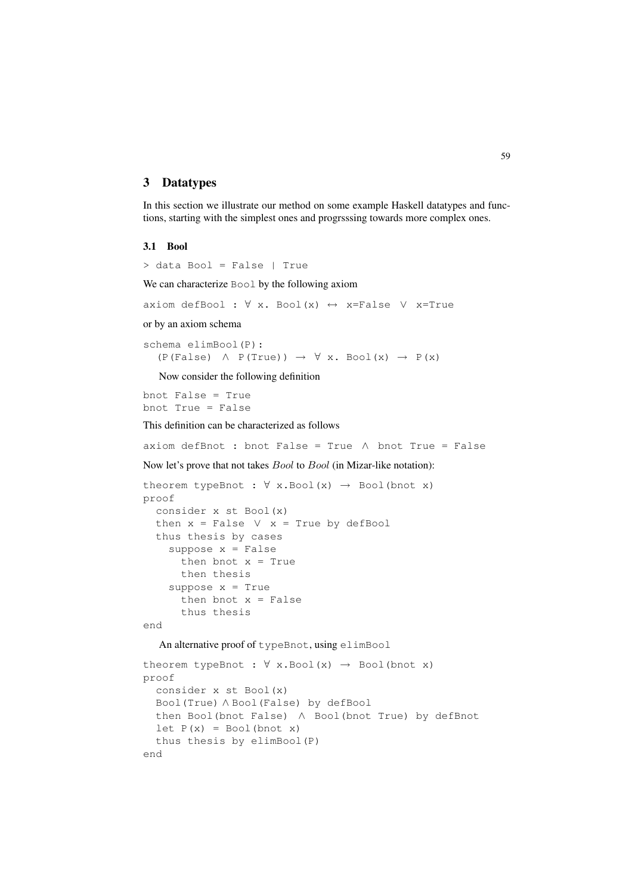## 3 Datatypes

In this section we illustrate our method on some example Haskell datatypes and functions, starting with the simplest ones and progrsssing towards more complex ones.

### 3.1 Bool

```
> data Bool = False | True
```

We can characterize `Bool` by the following axiom

```
axiom defBool : ∀ x. Bool(x) ↔ x=False ∨ x=True
```

or by an axiom schema

```
schema elimBool(P):
  (P(False) ∧ P(True)) → ∀ x. Bool(x) → P(x)
```

Now consider the following definition

```
bnot False = True
bnot True = False
```

This definition can be characterized as follows

```
axiom defBnot : bnot False = True ∧ bnot True = False
```

Now let's prove that not takes *Bool* to *Bool* (in Mizar-like notation):

```
theorem typeBnot : ∀ x.Bool(x) → Bool(bnot x)
proof
  consider x st Bool(x)
  then x = False ∨ x = True by defBool
  thus thesis by cases
    suppose x = False
      then bnot x = True
      then thesis
    suppose x = True
      then bnot x = False
      thus thesis
end
```

An alternative proof of `typeBnot`, using `elimBool`

```
theorem typeBnot : ∀ x.Bool(x) → Bool(bnot x)
proof
  consider x st Bool(x)
  Bool(True) ∧ Bool(False) by defBool
  then Bool(bnot False) ∧ Bool(bnot True) by defBnot
  let P(x) = Bool(bnot x)
  thus thesis by elimBool(P)
end
```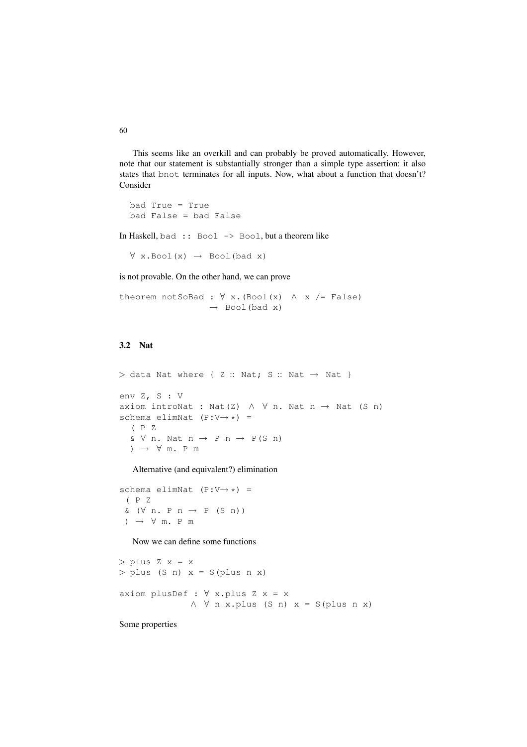This seems like an overkill and can probably be proved automatically. However, note that our statement is substantially stronger than a simple type assertion: it also states that `bnot` terminates for all inputs. Now, what about a function that doesn't? Consider

```
bad True = True
bad False = bad False
```

In Haskell, `bad :: Bool -> Bool`, but a theorem like

```
∀ x.Bool(x) → Bool(bad x)
```

is not provable. On the other hand, we can prove

```
theorem notSoBad : ∀ x.(Bool(x) ∧ x /= False)
                 → Bool(bad x)
```

### 3.2 Nat

```
> data Nat where { Z :: Nat; S :: Nat → Nat }

env Z, S : V
axiom introNat : Nat(Z) ∧ ∀ n. Nat n → Nat (S n)
schema elimNat (P:V→*) =
  ( P Z
  & ∀ n. Nat n → P n → P(S n)
  ) → ∀ m. P m
```

Alternative (and equivalent?) elimination

```
schema elimNat (P:V→*) =
 ( P Z
 & (∀ n. P n → P (S n))
 ) → ∀ m. P m
```

Now we can define some functions

```
> plus Z x = x
> plus (S n) x = S(plus n x)

axiom plusDef : ∀ x.plus Z x = x
              ∧ ∀ n x.plus (S n) x = S(plus n x)
```

Some properties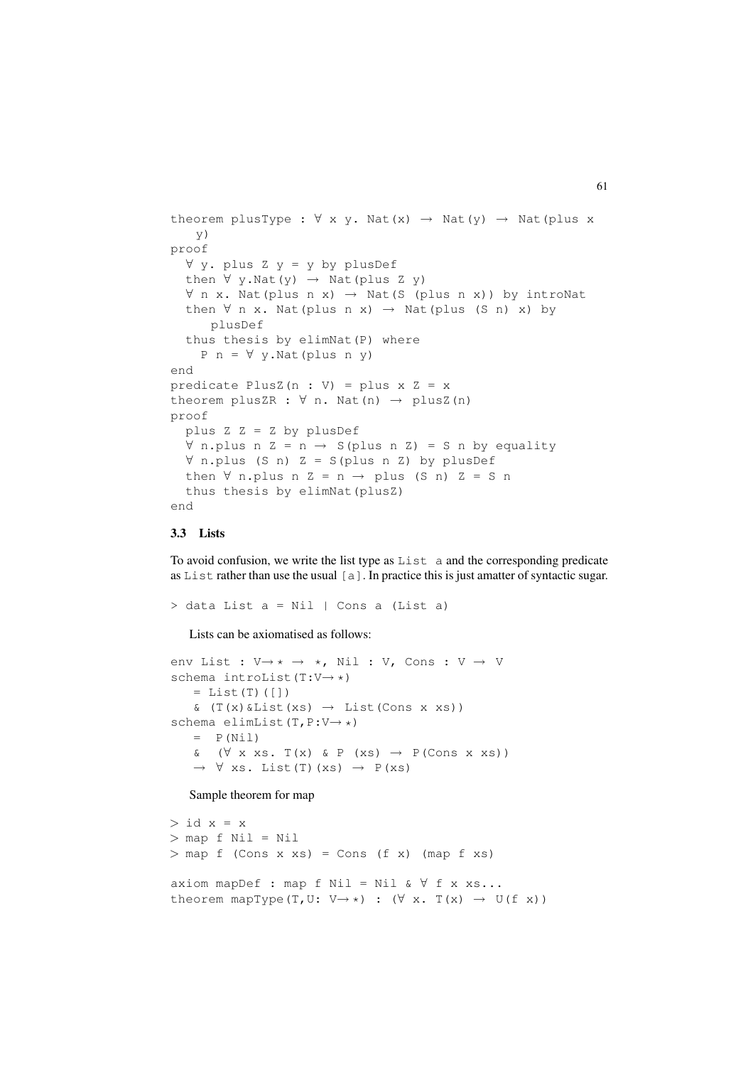```
theorem plusType : ∀ x y. Nat(x) → Nat(y) → Nat(plus x
    y)
proof
  ∀ y. plus Z y = y by plusDef
  then ∀ y.Nat(y) → Nat(plus Z y)
  ∀ n x. Nat(plus n x) → Nat(S (plus n x)) by introNat
  then ∀ n x. Nat(plus n x) → Nat(plus (S n) x) by
     plusDef
  thus thesis by elimNat(P) where
    P n = ∀ y.Nat(plus n y)
end
predicate PlusZ(n : V) = plus x Z = x
theorem plusZR : ∀ n. Nat(n) → plusZ(n)
proof
  plus Z Z = Z by plusDef
  ∀ n.plus n Z = n → S(plus n Z) = S n by equality
  ∀ n.plus (S n) Z = S(plus n Z) by plusDef
  then ∀ n.plus n Z = n → plus (S n) Z = S n
  thus thesis by elimNat(plusZ)
end
```

### 3.3 Lists

To avoid confusion, we write the list type as `List a` and the corresponding predicate as `List` rather than use the usual `[a]`. In practice this is just amatter of syntactic sugar.

```
> data List a = Nil | Cons a (List a)
```

Lists can be axiomatised as follows:

```
env List : V→ ⋆ → ⋆, Nil : V, Cons : V → V
schema introList(T:V→ ⋆)
   = List(T)([])
   & (T(x)&List(xs) → List(Cons x xs))
schema elimList(T,P:V→ ⋆)
   =  P(Nil)
   &  (∀ x xs. T(x) & P (xs) → P(Cons x xs))
   → ∀ xs. List(T)(xs) → P(xs)
```

Sample theorem for map

```
> id x = x
> map f Nil = Nil
> map f (Cons x xs) = Cons (f x) (map f xs)

axiom mapDef : map f Nil = Nil & ∀ f x xs...
theorem mapType(T,U: V→ ⋆) : (∀ x. T(x) → U(f x))
```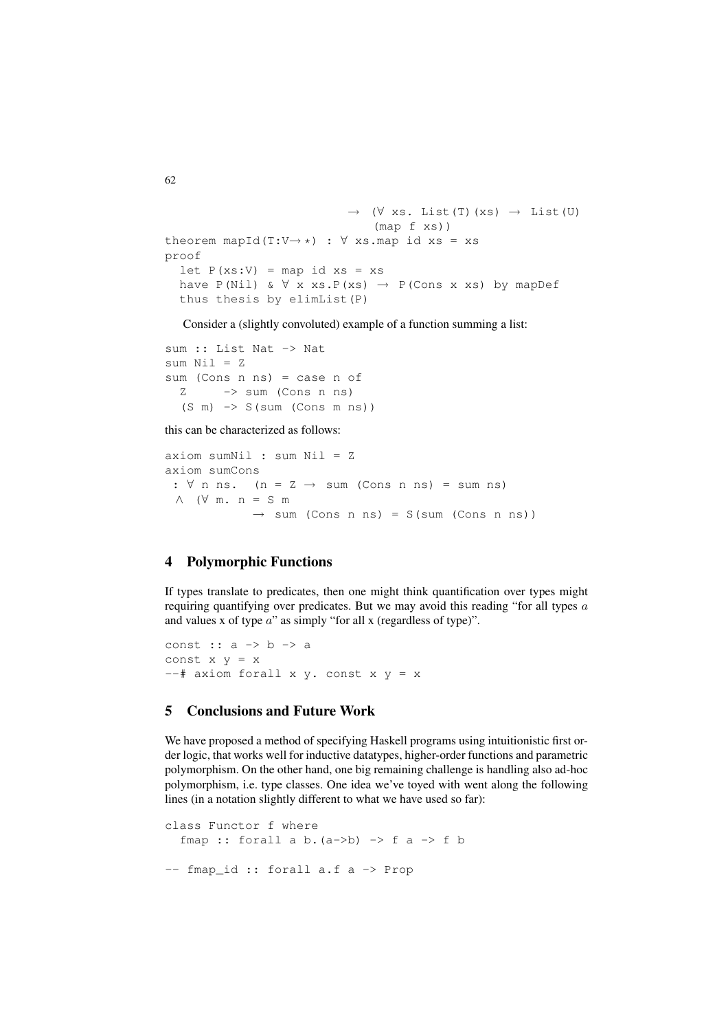```
                         → (∀ xs. List(T)(xs) → List(U)
                             (map f xs))
theorem mapId(T:V→⋆) : ∀ xs.map id xs = xs
proof
  let P(xs:V) = map id xs = xs
  have P(Nil) & ∀ x xs.P(xs) → P(Cons x xs) by mapDef
  thus thesis by elimList(P)
```

Consider a (slightly convoluted) example of a function summing a list:

```
sum :: List Nat -> Nat
sum Nil = Z
sum (Cons n ns) = case n of
  Z     -> sum (Cons n ns)
  (S m) -> S(sum (Cons m ns))
```

this can be characterized as follows:

```
axiom sumNil : sum Nil = Z
axiom sumCons
 : ∀ n ns.  (n = Z → sum (Cons n ns) = sum ns)
 ∧  (∀ m. n = S m
           → sum (Cons n ns) = S(sum (Cons n ns))
```

## 4 Polymorphic Functions

If types translate to predicates, then one might think quantification over types might requiring quantifying over predicates. But we may avoid this reading "for all types $a$ and values x of type $a$" as simply "for all x (regardless of type)".

```
const :: a -> b -> a
const x y = x
--# axiom forall x y. const x y = x
```

## 5 Conclusions and Future Work

We have proposed a method of specifying Haskell programs using intuitionistic first order logic, that works well for inductive datatypes, higher-order functions and parametric polymorphism. On the other hand, one big remaining challenge is handling also ad-hoc polymorphism, i.e. type classes. One idea we've toyed with went along the following lines (in a notation slightly different to what we have used so far):

```
class Functor f where
  fmap :: forall a b.(a->b) -> f a -> f b

-- fmap_id :: forall a.f a -> Prop
```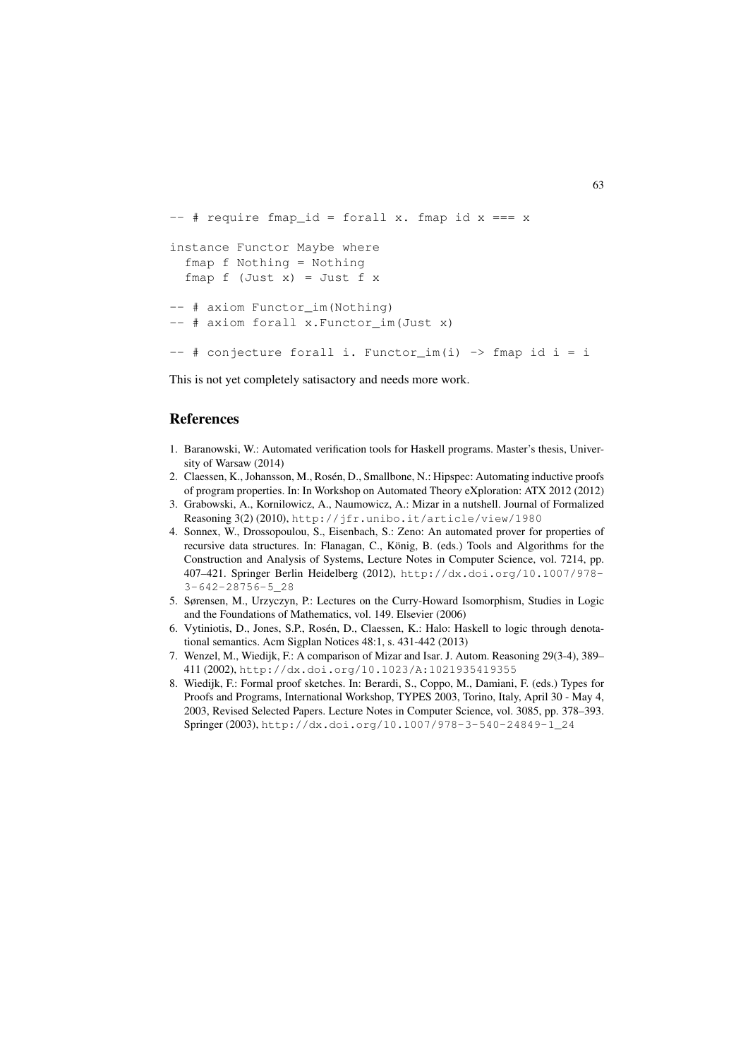```
-- # require fmap_id = forall x. fmap id x === x

instance Functor Maybe where
  fmap f Nothing = Nothing
  fmap f (Just x) = Just f x

-- # axiom Functor_im(Nothing)
-- # axiom forall x.Functor_im(Just x)

-- # conjecture forall i. Functor_im(i) -> fmap id i = i
```

This is not yet completely satisactory and needs more work.

## References

1. Baranowski, W.: Automated verification tools for Haskell programs. Master's thesis, University of Warsaw (2014)
2. Claessen, K., Johansson, M., Rosén, D., Smallbone, N.: Hipspec: Automating inductive proofs of program properties. In: In Workshop on Automated Theory eXploration: ATX 2012 (2012)
3. Grabowski, A., Kornilowicz, A., Naumowicz, A.: Mizar in a nutshell. Journal of Formalized Reasoning 3(2) (2010), `http://jfr.unibo.it/article/view/1980`
4. Sonnex, W., Drossopoulou, S., Eisenbach, S.: Zeno: An automated prover for properties of recursive data structures. In: Flanagan, C., König, B. (eds.) Tools and Algorithms for the Construction and Analysis of Systems, Lecture Notes in Computer Science, vol. 7214, pp. 407–421. Springer Berlin Heidelberg (2012), `http://dx.doi.org/10.1007/978-3-642-28756-5_28`
5. Sørensen, M., Urzyczyn, P.: Lectures on the Curry-Howard Isomorphism, Studies in Logic and the Foundations of Mathematics, vol. 149. Elsevier (2006)
6. Vytiniotis, D., Jones, S.P., Rosén, D., Claessen, K.: Halo: Haskell to logic through denotational semantics. Acm Sigplan Notices 48:1, s. 431-442 (2013)
7. Wenzel, M., Wiedijk, F.: A comparison of Mizar and Isar. J. Autom. Reasoning 29(3-4), 389–411 (2002), `http://dx.doi.org/10.1023/A:1021935419355`
8. Wiedijk, F.: Formal proof sketches. In: Berardi, S., Coppo, M., Damiani, F. (eds.) Types for Proofs and Programs, International Workshop, TYPES 2003, Torino, Italy, April 30 - May 4, 2003, Revised Selected Papers. Lecture Notes in Computer Science, vol. 3085, pp. 378–393. Springer (2003), `http://dx.doi.org/10.1007/978-3-540-24849-1_24`